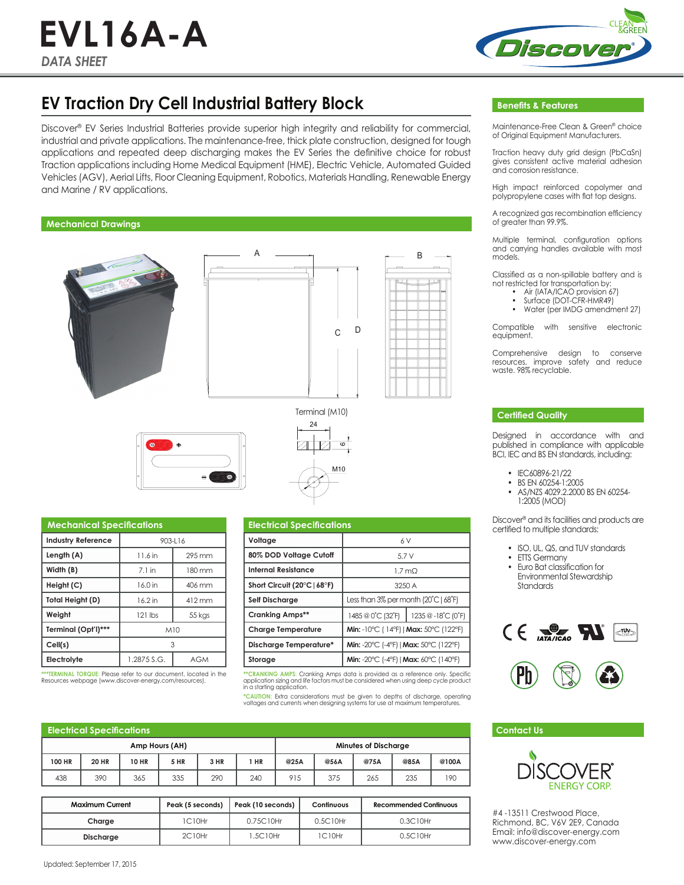# EVL16A-A

*DATA SHEET*

## EV Traction Dry Cell Industrial Battery Block

Discover® EV Series Industrial Batteries provide superior high integrity and reliability for commercial, industrial and private applications. The maintenance-free, thick plate construction, designed for tough applications and repeated deep discharging makes the EV Series the definitive choice for robust Traction applications including Home Medical Equipment (HME), Electric Vehicle, Automated Guided Vehicles (AGV), Aerial Lifts, Floor Cleaning Equipment, Robotics, Materials Handling, Renewable Energy and Marine / RV applications.

### Mechanical Drawings

A B C D

Terminal (M10)

24

6

M10

### Mechanical Specifications

| Industry Reference | 903-L16 | |
|---|---|---|
| Length (A) | 11.6 in | 295 mm |
| Width (B) | 7.1 in | 180 mm |
| Height (C) | 16.0 in | 406 mm |
| Total Height (D) | 16.2 in | 412 mm |
| Weight | 121 lbs | 55 kgs |
| Terminal (Opt'l)*** | M10 | |
| Cell(s) | 3 | |
| Electrolyte | 1.2875 S.G. | AGM |

***TERMINAL TORQUE: Please refer to our document, located in the Resources webpage (www.discover-energy.com/resources).

### Electrical Specifications

| Voltage | 6 V | |
|---|---|---|
| 80% DOD Voltage Cutoff | 5.7 V | |
| Internal Resistance | 1.7 mΩ | |
| Short Circuit (20°C \| 68°F) | 3250 A | |
| Self Discharge | Less than 3% per month (20˚C \| 68˚F) | |
| Cranking Amps** | 1485 @ 0˚C (32˚F) | 1235 @ -18˚C (0˚F) |
| Charge Temperature | **Min:** -10ºC ( 14ºF) \| **Max:** 50ºC (122ºF) | |
| Discharge Temperature* | **Min:** -20ºC (-4ºF) \| **Max:** 50ºC (122ºF) | |
| Storage | **Min:** -20ºC (-4ºF) \| **Max:** 60ºC (140ºF) | |

**CRANKING AMPS: Cranking Amps data is provided as a reference only. Specific application sizing and life factors must be considered when using deep cycle product in a starting application.

*CAUTION: Extra considerations must be given to depths of discharge, operating voltages and currents when designing systems for use at maximum temperatures.

### Electrical Specifications

| Amp Hours (AH) | | | | | | Minutes of Discharge | | | | |
|---|---|---|---|---|---|---|---|---|---|---|
| 100 HR | 20 HR | 10 HR | 5 HR | 3 HR | 1 HR | @25A | @56A | @75A | @85A | @100A |
| 438 | 390 | 365 | 335 | 290 | 240 | 915 | 375 | 265 | 235 | 190 |

| Maximum Current | Peak (5 seconds) | Peak (10 seconds) | Continuous | Recommended Continuous |
|---|---|---|---|---|
| Charge | 1C10Hr | 0.75C10Hr | 0.5C10Hr | 0.3C10Hr |
| Discharge | 2C10Hr | 1.5C10Hr | 1C10Hr | 0.5C10Hr |

Updated: September 17, 2015

### Benefits & Features

Maintenance-Free Clean & Green® choice of Original Equipment Manufacturers.

Traction heavy duty grid design (PbCaSn) gives consistent active material adhesion and corrosion resistance.

High impact reinforced copolymer and polypropylene cases with flat top designs.

A recognized gas recombination efficiency of greater than 99.9%.

Multiple terminal, configuration options and carrying handles available with most models.

Classified as a non-spillable battery and is not restricted for transportation by:

- Air (IATA/ICAO provision 67)
- Surface (DOT-CFR-HMR49)
- Water (per IMDG amendment 27)

Compatible with sensitive electronic equipment.

Comprehensive design to conserve resources, improve safety and reduce waste. 98% recyclable.

### Certified Quality

Designed in accordance with and published in compliance with applicable BCI, IEC and BS EN standards, including:

- IEC60896-21/22
- BS EN 60254-1:2005
- AS/NZS 4029.2.2000 BS EN 60254-1:2005 (MOD)

Discover® and its facilities and products are certified to multiple standards:

- ISO, UL, QS, and TUV standards
- ETTS Germany
- Euro Bat classification for Environmental Stewardship Standards

### Contact Us

DISCOVER® ENERGY CORP.

#4 -13511 Crestwood Place,
Richmond, BC, V6V 2E9, Canada
Email: info@discover-energy.com
www.discover-energy.com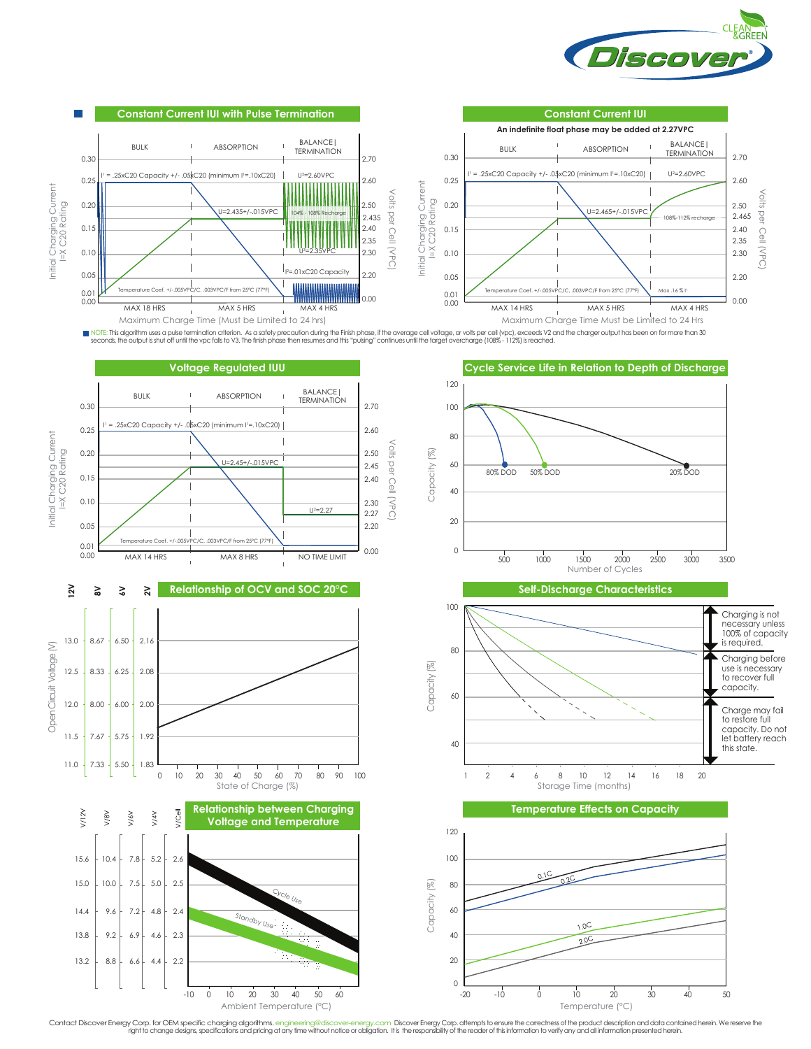## Constant Current IUI with Pulse Termination

BULK
ABSORPTION
BALANCE | TERMINATION

Initial Charging Current I=X C20 Rating

0.30
0.25
0.20
0.15
0.10
0.05
0.01
0.00

I¹ = .25xC20 Capacity +/- .05xC20 (minimum I¹=.10xC20)
U²=2.60VPC
U=2.435+/-.015VPC
104% - 108% Recharge
U³=2.35VPC
I²=.01xC20 Capacity
Temperature Coef. +/-.005VPC/C, .003VPC/F from 25°C (77°F)

Volts per Cell (VPC)

2.70
2.60
2.50
2.435
2.40
2.35
2.30
2.20
0.00

MAX 18 HRS
MAX 5 HRS
MAX 4 HRS

Maximum Charge Time (Must be Limited to 24 hrs)

## Constant Current IUI

An indefinite float phase may be added at 2.27VPC

BULK
ABSORPTION
BALANCE | TERMINATION

Initial Charging Current I=X C20 Rating

0.30
0.25
0.20
0.15
0.10
0.05
0.01
0.00

I¹ = .25xC20 Capacity +/- .05xC20 (minimum I¹=.10xC20)
U²=2.60VPC
U=2.465+/-.015VPC
108%-112% recharge
Temperature Coef. +/-.005VPC/C, .003VPC/F from 25°C (77°F)
Max .16 % I¹

Volts per Cell (VPC)

2.70
2.60
2.50
2.465
2.40
2.35
2.30
2.20
0.00

MAX 14 HRS
MAX 5 HRS
MAX 4 HRS

Maximum Charge Time Must be Limited to 24 Hrs

NOTE: This algorithm uses a pulse termination criterion. As a safety precaution during the Finish phase, if the average cell voltage, or volts per cell (vpc), exceeds V2 and the charger output has been on for more than 30 seconds, the output is shut off until the vpc falls to V3. The finish phase then resumes and this "pulsing" continues until the target overcharge (108% - 112%) is reached.

## Voltage Regulated IUU

BULK
ABSORPTION
BALANCE | TERMINATION

Initial Charging Current I=X C20 Rating

0.30
0.25
0.20
0.15
0.10
0.05
0.01
0.00

I¹ = .25xC20 Capacity +/- .05xC20 (minimum I¹=.10xC20)
U=2.45+/-.015VPC
U²=2.27
Temperature Coef. +/-.005VPC/C, .003VPC/F from 25°C (77°F)

Volts per Cell (VPC)

2.70
2.60
2.50
2.45
2.40
2.30
2.27
2.20
0.00

MAX 14 HRS
MAX 8 HRS
NO TIME LIMIT

## Cycle Service Life in Relation to Depth of Discharge

Capacity (%)

120
100
80
60
40
20
0

80% DOD
50% DOD
20% DOD

500
1000
1500
2000
2500
3000
3500

Number of Cycles

## Relationship of OCV and SOC 20°C

Open Circuit Voltage (V)

| 12V | 8V | 6V | 2V |
|---|---|---|---|
| 13.0 | 8.67 | 6.50 | 2.16 |
| 12.5 | 8.33 | 6.25 | 2.08 |
| 12.0 | 8.00 | 6.00 | 2.00 |
| 11.5 | 7.67 | 5.75 | 1.92 |
| 11.0 | 7.33 | 5.50 | 1.83 |

0
10
20
30
40
50
60
70
80
90
100

State of Charge (%)

## Self-Discharge Characteristics

Capacity (%)

100
80
60
40

1
2
4
6
8
10
12
14
16
18
20

Storage Time (months)

Charging is not necessary unless 100% of capacity is required.

Charging before use is necessary to recover full capacity.

Charge may fail to restore full capacity. Do not let battery reach this state.

## Relationship between Charging Voltage and Temperature

| V/12V | V/8V | V/6V | V/4V | V/Cell |
|---|---|---|---|---|
| 15.6 | 10.4 | 7.8 | 5.2 | 2.6 |
| 15.0 | 10.0 | 7.5 | 5.0 | 2.5 |
| 14.4 | 9.6 | 7.2 | 4.8 | 2.4 |
| 13.8 | 9.2 | 6.9 | 4.6 | 2.3 |
| 13.2 | 8.8 | 6.6 | 4.4 | 2.2 |

Cycle Use
Standby Use

-10
0
10
20
30
40
50
60

Ambient Temperature (°C)

## Temperature Effects on Capacity

Capacity (%)

120
100
80
60
40
20
0

0.1C
0.2C
1.0C
2.0C

-20
-10
0
10
20
30
40
50

Temperature (°C)

Contact Discover Energy Corp. for OEM specific charging algorithms. engineering@discover-energy.com Discover Energy Corp. attempts to ensure the correctness of the product description and data contained herein. We reserve the right to change designs, specifications and pricing at any time without notice or obligation. It is the responsibility of the reader of this information to verify any and all information presented herein.